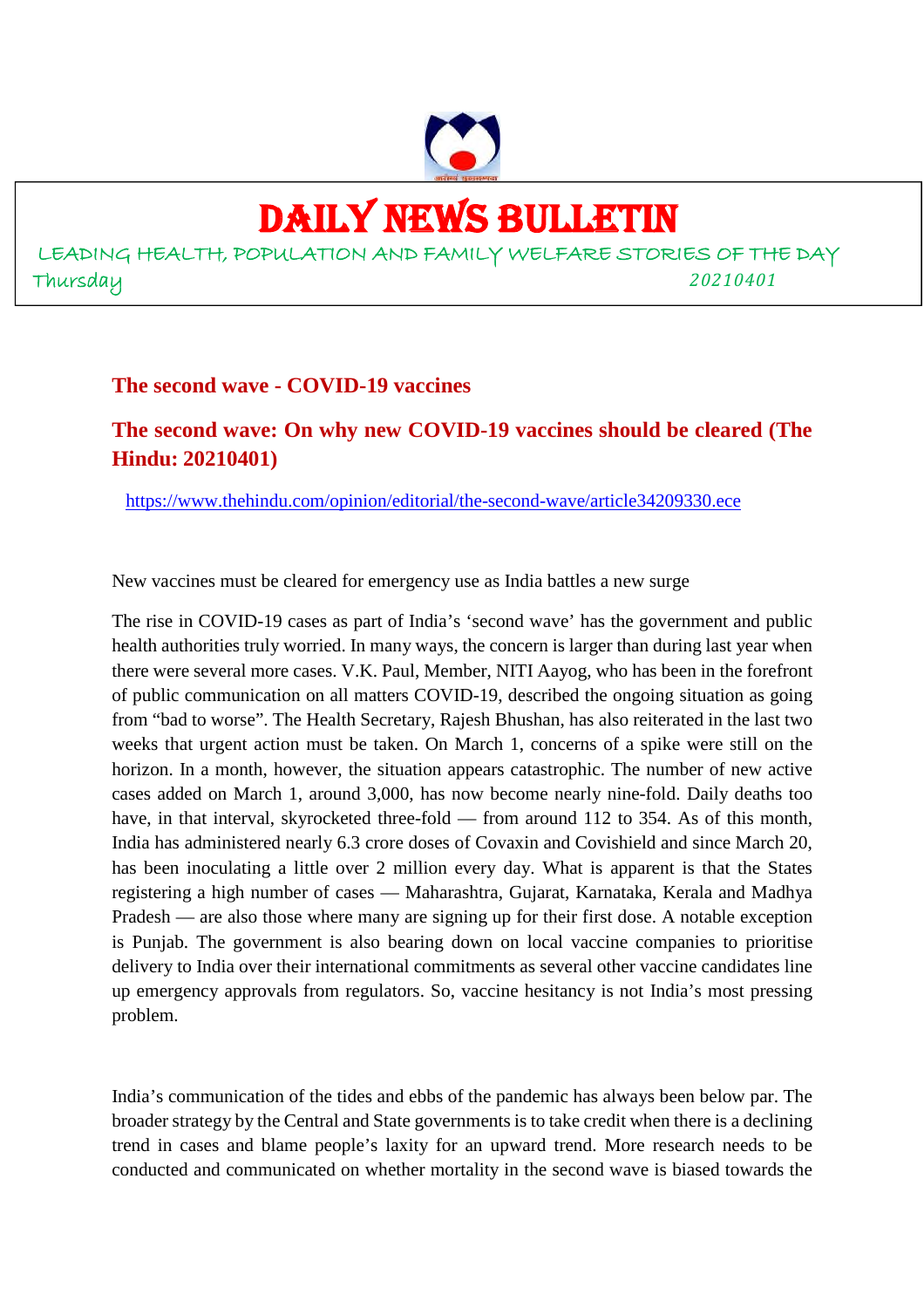# DAILY NEWS BULLETIN

LEADING HEALTH, POPULATION AND FAMILY WELFARE STORIES OF THE DAY

Thursday 20210401

## The second wave - COVID-19 vaccines

## The second wave: On why new COVID-19 vaccines should be cleared (The Hindu: 20210401)

https://www.thehindu.com/opinion/editorial/the-second-wave/article34209330.ece

New vaccines must be cleared for emergency use as India battles a new surge

The rise in COVID-19 cases as part of India's 'second wave' has the government and public health authorities truly worried. In many ways, the concern is larger than during last year when there were several more cases. V.K. Paul, Member, NITI Aayog, who has been in the forefront of public communication on all matters COVID-19, described the ongoing situation as going from "bad to worse". The Health Secretary, Rajesh Bhushan, has also reiterated in the last two weeks that urgent action must be taken. On March 1, concerns of a spike were still on the horizon. In a month, however, the situation appears catastrophic. The number of new active cases added on March 1, around 3,000, has now become nearly nine-fold. Daily deaths too have, in that interval, skyrocketed three-fold — from around 112 to 354. As of this month, India has administered nearly 6.3 crore doses of Covaxin and Covishield and since March 20, has been inoculating a little over 2 million every day. What is apparent is that the States registering a high number of cases — Maharashtra, Gujarat, Karnataka, Kerala and Madhya Pradesh — are also those where many are signing up for their first dose. A notable exception is Punjab. The government is also bearing down on local vaccine companies to prioritise delivery to India over their international commitments as several other vaccine candidates line up emergency approvals from regulators. So, vaccine hesitancy is not India's most pressing problem.

India's communication of the tides and ebbs of the pandemic has always been below par. The broader strategy by the Central and State governments is to take credit when there is a declining trend in cases and blame people's laxity for an upward trend. More research needs to be conducted and communicated on whether mortality in the second wave is biased towards the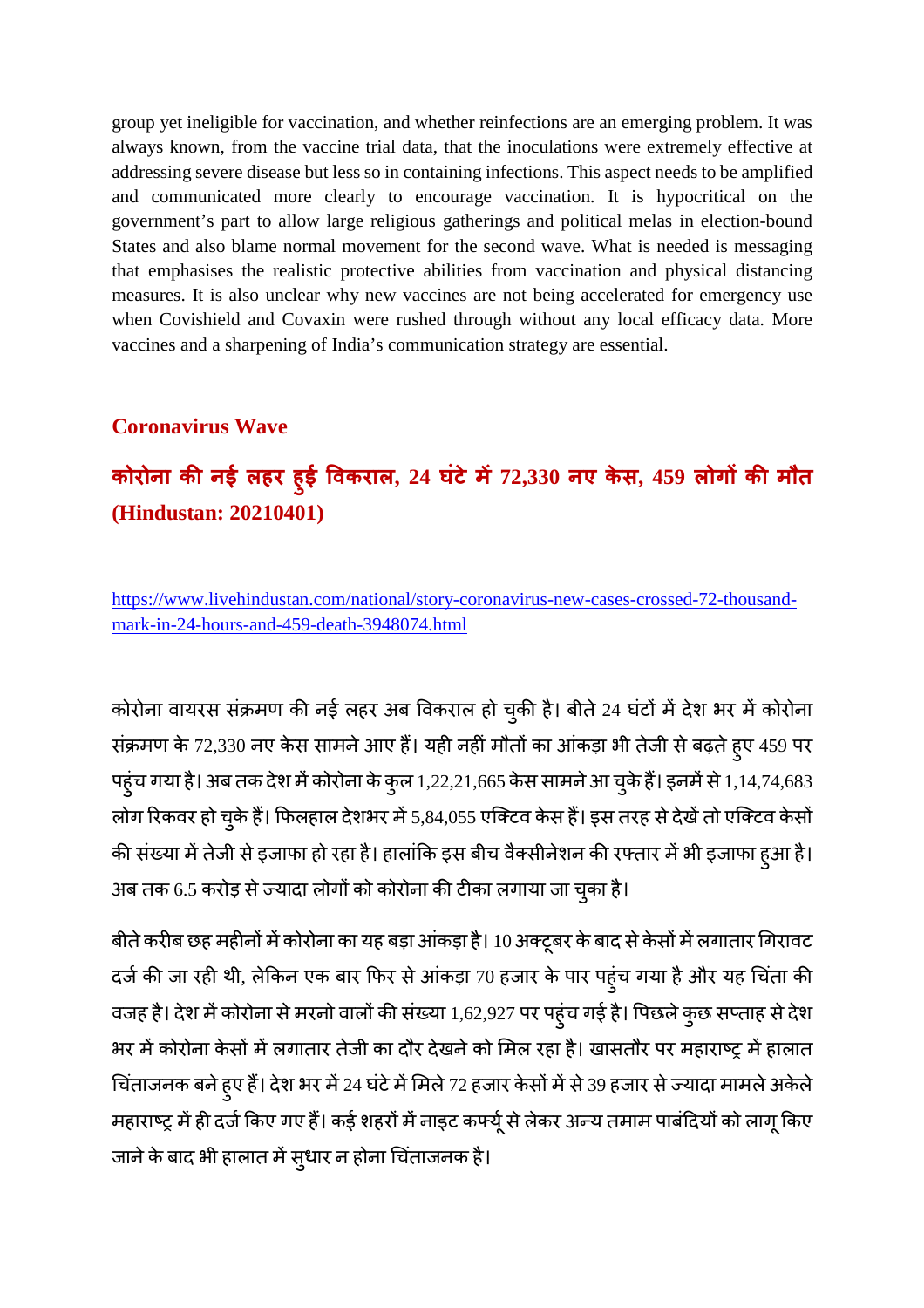group yet ineligible for vaccination, and whether reinfections are an emerging problem. It was always known, from the vaccine trial data, that the inoculations were extremely effective at addressing severe disease but less so in containing infections. This aspect needs to be amplified and communicated more clearly to encourage vaccination. It is hypocritical on the government's part to allow large religious gatherings and political melas in election-bound States and also blame normal movement for the second wave. What is needed is messaging that emphasises the realistic protective abilities from vaccination and physical distancing measures. It is also unclear why new vaccines are not being accelerated for emergency use when Covishield and Covaxin were rushed through without any local efficacy data. More vaccines and a sharpening of India's communication strategy are essential.

## Coronavirus Wave

## कोरोना की नई लहर हुई विकराल, 24 घंटे में 72,330 नए केस, 459 लोगों की मौत (Hindustan: 20210401)

https://www.livehindustan.com/national/story-coronavirus-new-cases-crossed-72-thousand-mark-in-24-hours-and-459-death-3948074.html

कोरोना वायरस संक्रमण की नई लहर अब विकराल हो चुकी है। बीते 24 घंटों में देश भर में कोरोना संक्रमण के 72,330 नए केस सामने आए हैं। यही नहीं मौतों का आंकड़ा भी तेजी से बढ़ते हुए 459 पर पहुंच गया है। अब तक देश में कोरोना के कुल 1,22,21,665 केस सामने आ चुके हैं। इनमें से 1,14,74,683 लोग रिकवर हो चुके हैं। फिलहाल देशभर में 5,84,055 एक्टिव केस हैं। इस तरह से देखें तो एक्टिव केसों की संख्या में तेजी से इजाफा हो रहा है। हालांकि इस बीच वैक्सीनेशन की रफ्तार में भी इजाफा हुआ है। अब तक 6.5 करोड़ से ज्यादा लोगों को कोरोना की टीका लगाया जा चुका है।

बीते करीब छह महीनों में कोरोना का यह बड़ा आंकड़ा है। 10 अक्टूबर के बाद से केसों में लगातार गिरावट दर्ज की जा रही थी, लेकिन एक बार फिर से आंकड़ा 70 हजार के पार पहुंच गया है और यह चिंता की वजह है। देश में कोरोना से मरनो वालों की संख्या 1,62,927 पर पहुंच गई है। पिछले कुछ सप्ताह से देश भर में कोरोना केसों में लगातार तेजी का दौर देखने को मिल रहा है। खासतौर पर महाराष्ट्र में हालात चिंताजनक बने हुए हैं। देश भर में 24 घंटे में मिले 72 हजार केसों में से 39 हजार से ज्यादा मामले अकेले महाराष्ट्र में ही दर्ज किए गए हैं। कई शहरों में नाइट कर्फ्यू से लेकर अन्य तमाम पाबंदियों को लागू किए जाने के बाद भी हालात में सुधार न होना चिंताजनक है।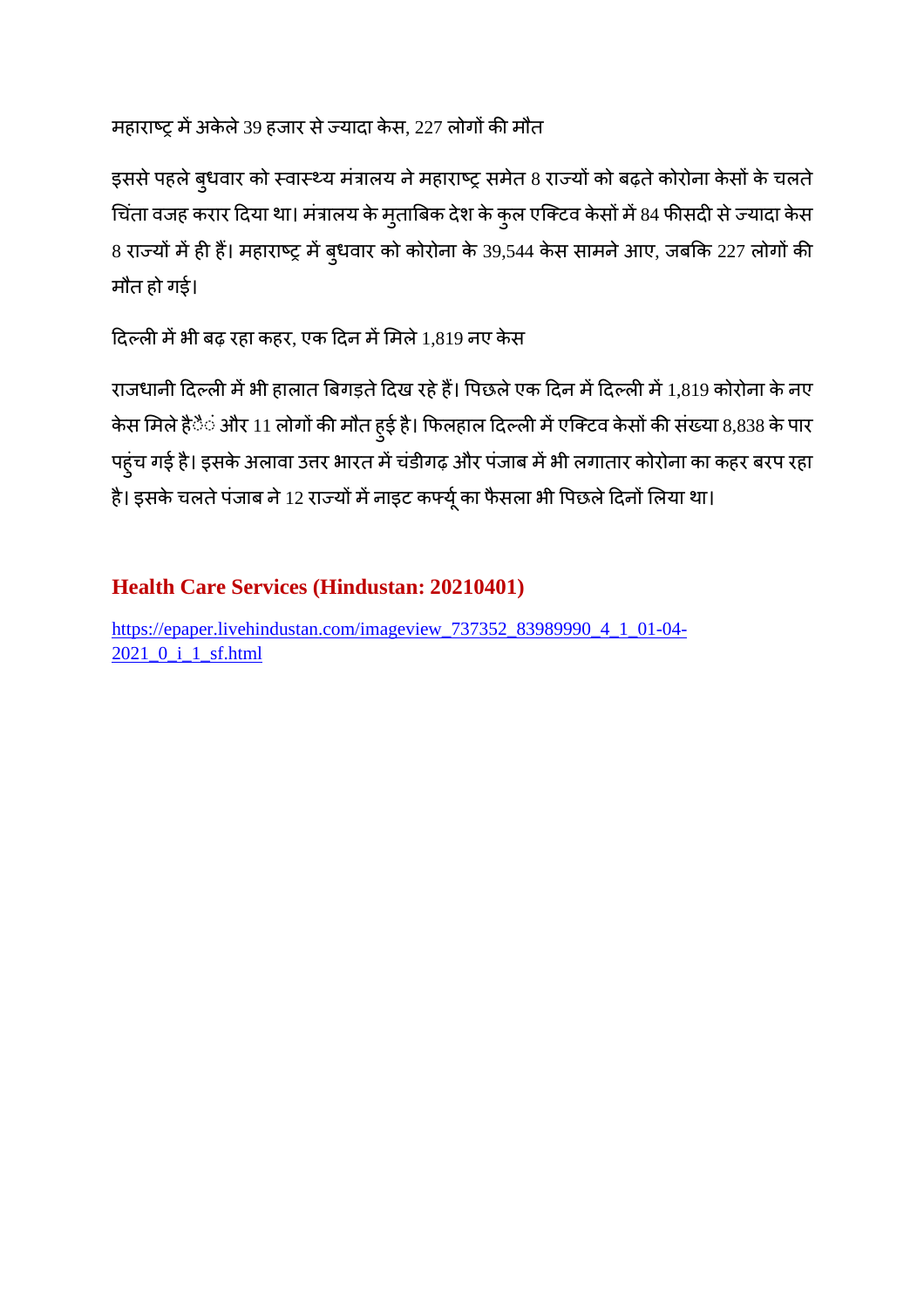महाराष्ट्र में अकेले 39 हजार से ज्यादा केस, 227 लोगों की मौत

इससे पहले बुधवार को स्वास्थ्य मंत्रालय ने महाराष्ट्र समेत 8 राज्यों को बढ़ते कोरोना केसों के चलते चिंता वजह करार दिया था। मंत्रालय के मुताबिक देश के कुल एक्टिव केसों में 84 फीसदी से ज्यादा केस 8 राज्यों में ही हैं। महाराष्ट्र में बुधवार को कोरोना के 39,544 केस सामने आए, जबकि 227 लोगों की मौत हो गई।

दिल्ली में भी बढ़ रहा कहर, एक दिन में मिले 1,819 नए केस

राजधानी दिल्ली में भी हालात बिगड़ते दिख रहे हैं। पिछले एक दिन में दिल्ली में 1,819 कोरोना के नए केस मिले हैैं और 11 लोगों की मौत हुई है। फिलहाल दिल्ली में एक्टिव केसों की संख्या 8,838 के पार पहुंच गई है। इसके अलावा उत्तर भारत में चंडीगढ़ और पंजाब में भी लगातार कोरोना का कहर बरप रहा है। इसके चलते पंजाब ने 12 राज्यों में नाइट कर्फ्यू का फैसला भी पिछले दिनों लिया था।

## Health Care Services (Hindustan: 20210401)

https://epaper.livehindustan.com/imageview_737352_83989990_4_1_01-04-2021_0_i_1_sf.html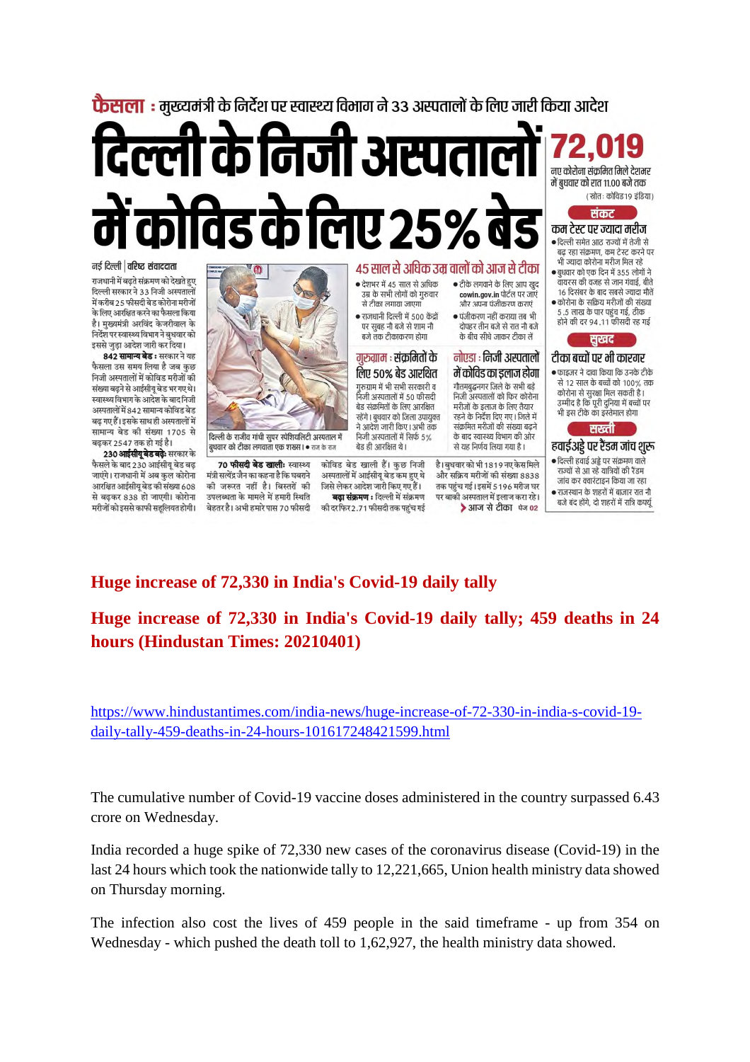**फैसला** : मुख्यमंत्री के निर्देश पर स्वास्थ्य विभाग ने 33 अस्पतालों के लिए जारी किया आदेश

# दिल्ली के निजी अस्पतालों में कोविड के लिए 25% बेड

नई दिल्ली | वरिष्ठ संवाददाता

राजधानी में बढ़ते संक्रमण को देखते हुए दिल्ली सरकार ने 33 निजी अस्पतालों में करीब 25 फीसदी बेड कोरोना मरीजों के लिए आरक्षित करने का फैसला किया है। मुख्यमंत्री अरविंद केजरीवाल के निर्देश पर स्वास्थ्य विभाग ने बुधवार को इससे जुड़ा आदेश जारी कर दिया।

**842 सामान्य बेड :** सरकार ने यह फैसला उस समय लिया है जब कुछ निजी अस्पतालों में कोविड मरीजों की संख्या बढ़ने से आईसीयू बेड भर गए थे। स्वास्थ्य विभाग के आदेश के बाद निजी अस्पतालों में 842 सामान्य कोविड बेड बढ़ गए हैं। इसके साथ ही अस्पतालों में सामान्य बेड की संख्या 1705 से बढ़कर 2547 तक हो गई है।

**230 आईसीयू बेड बढ़े:** सरकार के फैसले के बाद 230 आईसीयू बेड बढ़ जाएंगे। राजधानी में अब कुल कोरोना आरक्षित आईसीयू बेड की संख्या 608 से बढ़कर 838 हो जाएगी। कोरोना मरीजों को इससे काफी सहूलियत होगी।

दिल्ली के राजीव गांधी सुपर स्पेशियलिटी अस्पताल में बुधवार को टीका लगवाता एक शख्स। ● राज के राज

**70 फीसदी बेड खाली:** स्वास्थ्य मंत्री सत्येंद्र जैन का कहना है कि घबराने की जरूरत नहीं है। बिस्तरों की उपलब्धता के मामले में हमारी स्थिति बेहतर है। अभी हमारे पास 70 फीसदी कोविड बेड खाली हैं। कुछ निजी अस्पतालों में आईसीयू बेड कम हुए थे जिसे लेकर आदेश जारी किए गए हैं।

**बढ़ा संक्रमण :** दिल्ली में संक्रमण की दर फिर 2.71 फीसदी तक पहुंच गई है। बुधवार को भी 1819 नए केस मिले और सक्रिय मरीजों की संख्या 8838 तक पहुंच गई। इसमें 5196 मरीज घर पर बाकी अस्पताल में इलाज करा रहे।

## 45 साल से अधिक उम्र वालों को आज से टीका

- देशभर में 45 साल से अधिक उम्र के सभी लोगों को गुरुवार से टीका लगाया जाएगा
- राजधानी दिल्ली में 500 केंद्रों पर सुबह नौ बजे से शाम नौ बजे तक टीकाकरण होगा
- टीके लगवाने के लिए आप खुद cowin.gov.in पोर्टल पर जाएं और अपना पंजीकरण कराएं
- पंजीकरण नहीं कराया तब भी दोपहर तीन बजे से रात नौ बजे के बीच सीधे जाकर टीका लें

### गुरुग्राम : संक्रमितों के लिए 50% बेड आरक्षित

गुरुग्राम में भी सभी सरकारी व निजी अस्पतालों में 50 फीसदी बेड संक्रमितों के लिए आरक्षित रहेंगे। बुधवार को जिला उपायुक्त ने आदेश जारी किए। अभी तक निजी अस्पतालों में सिर्फ 5% बेड ही आरक्षित थे।

### नोएडा : निजी अस्पतालों में कोविड का इलाज होगा

गौतमबुद्धनगर जिले के सभी बड़े निजी अस्पतालों को फिर कोरोना मरीजों के इलाज के लिए तैयार रहने के निर्देश दिए गए। जिले में संक्रमित मरीजों की संख्या बढ़ने के बाद स्वास्थ्य विभाग की ओर से यह निर्णय लिया गया है।

➤ आज से टीका पेज 02

## 72,019

नए कोरोना संक्रमित मिले देशभर में बुधवार को रात 11.00 बजे तक (स्रोत: कोविड19 इंडिया)

**संकट**

### कम टेस्ट पर ज्यादा मरीज

- दिल्ली समेत आठ राज्यों में तेजी से बढ़ रहा संक्रमण, कम टेस्ट करने पर भी ज्यादा कोरोना मरीज मिल रहे
- बुधवार को एक दिन में 355 लोगों ने वायरस की वजह से जान गंवाई, बीते 16 दिसंबर के बाद सबसे ज्यादा मौतें
- कोरोना के सक्रिय मरीजों की संख्या 5.5 लाख के पार पहुंच गई, ठीक होने की दर 94.11 फीसदी रह गई

**सुखद**

### टीका बच्चों पर भी कारगर

- फाइजर ने दावा किया कि उनके टीके से 12 साल के बच्चों को 100% तक कोरोना से सुरक्षा मिल सकती है। उम्मीद है कि पूरी दुनिया में बच्चों पर भी इस टीके का इस्तेमाल होगा

**सख्ती**

### हवाईअड्डे पर रैंडम जांच शुरू

- दिल्ली हवाई अड्डे पर संक्रमण वाले राज्यों से आ रहे यात्रियों की रैंडम जांच कर क्वारंटाइन किया जा रहा
- राजस्थान के शहरों में बाजार रात नौ बजे बंद होंगे, दो शहरों में रात्रि कर्फ्यू

## Huge increase of 72,330 in India's Covid-19 daily tally

## Huge increase of 72,330 in India's Covid-19 daily tally; 459 deaths in 24 hours (Hindustan Times: 20210401)

https://www.hindustantimes.com/india-news/huge-increase-of-72-330-in-india-s-covid-19-daily-tally-459-deaths-in-24-hours-101617248421599.html

The cumulative number of Covid-19 vaccine doses administered in the country surpassed 6.43 crore on Wednesday.

India recorded a huge spike of 72,330 new cases of the coronavirus disease (Covid-19) in the last 24 hours which took the nationwide tally to 12,221,665, Union health ministry data showed on Thursday morning.

The infection also cost the lives of 459 people in the said timeframe - up from 354 on Wednesday - which pushed the death toll to 1,62,927, the health ministry data showed.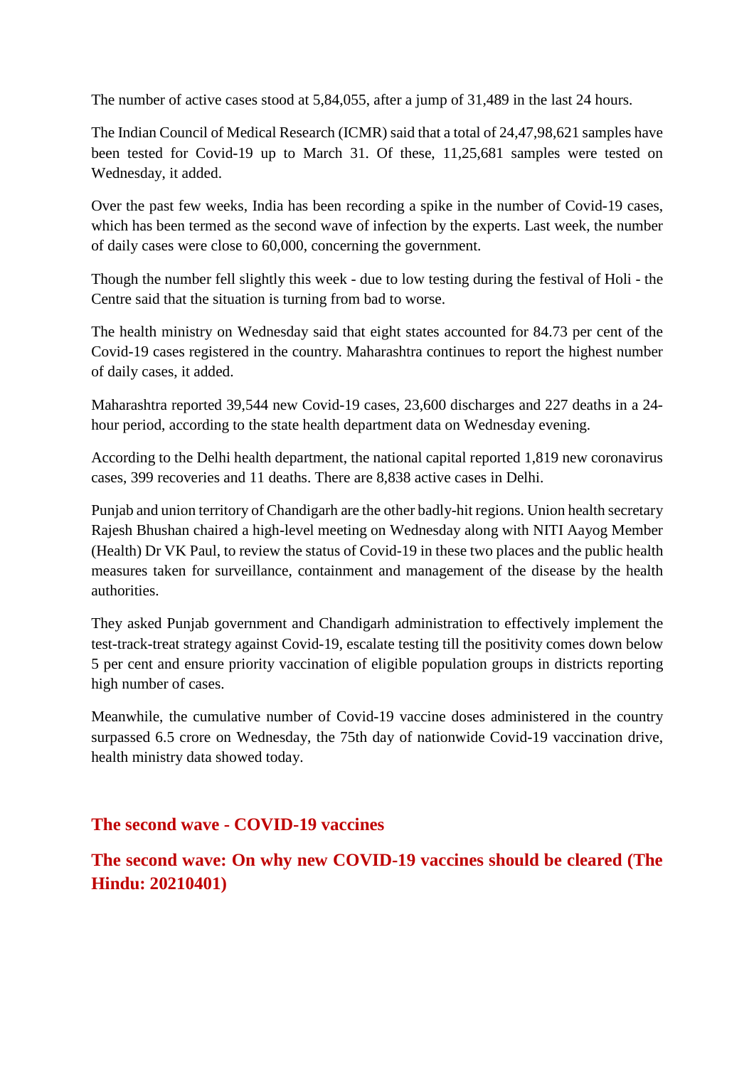The number of active cases stood at 5,84,055, after a jump of 31,489 in the last 24 hours.

The Indian Council of Medical Research (ICMR) said that a total of 24,47,98,621 samples have been tested for Covid-19 up to March 31. Of these, 11,25,681 samples were tested on Wednesday, it added.

Over the past few weeks, India has been recording a spike in the number of Covid-19 cases, which has been termed as the second wave of infection by the experts. Last week, the number of daily cases were close to 60,000, concerning the government.

Though the number fell slightly this week - due to low testing during the festival of Holi - the Centre said that the situation is turning from bad to worse.

The health ministry on Wednesday said that eight states accounted for 84.73 per cent of the Covid-19 cases registered in the country. Maharashtra continues to report the highest number of daily cases, it added.

Maharashtra reported 39,544 new Covid-19 cases, 23,600 discharges and 227 deaths in a 24-hour period, according to the state health department data on Wednesday evening.

According to the Delhi health department, the national capital reported 1,819 new coronavirus cases, 399 recoveries and 11 deaths. There are 8,838 active cases in Delhi.

Punjab and union territory of Chandigarh are the other badly-hit regions. Union health secretary Rajesh Bhushan chaired a high-level meeting on Wednesday along with NITI Aayog Member (Health) Dr VK Paul, to review the status of Covid-19 in these two places and the public health measures taken for surveillance, containment and management of the disease by the health authorities.

They asked Punjab government and Chandigarh administration to effectively implement the test-track-treat strategy against Covid-19, escalate testing till the positivity comes down below 5 per cent and ensure priority vaccination of eligible population groups in districts reporting high number of cases.

Meanwhile, the cumulative number of Covid-19 vaccine doses administered in the country surpassed 6.5 crore on Wednesday, the 75th day of nationwide Covid-19 vaccination drive, health ministry data showed today.

## The second wave - COVID-19 vaccines

## The second wave: On why new COVID-19 vaccines should be cleared (The Hindu: 20210401)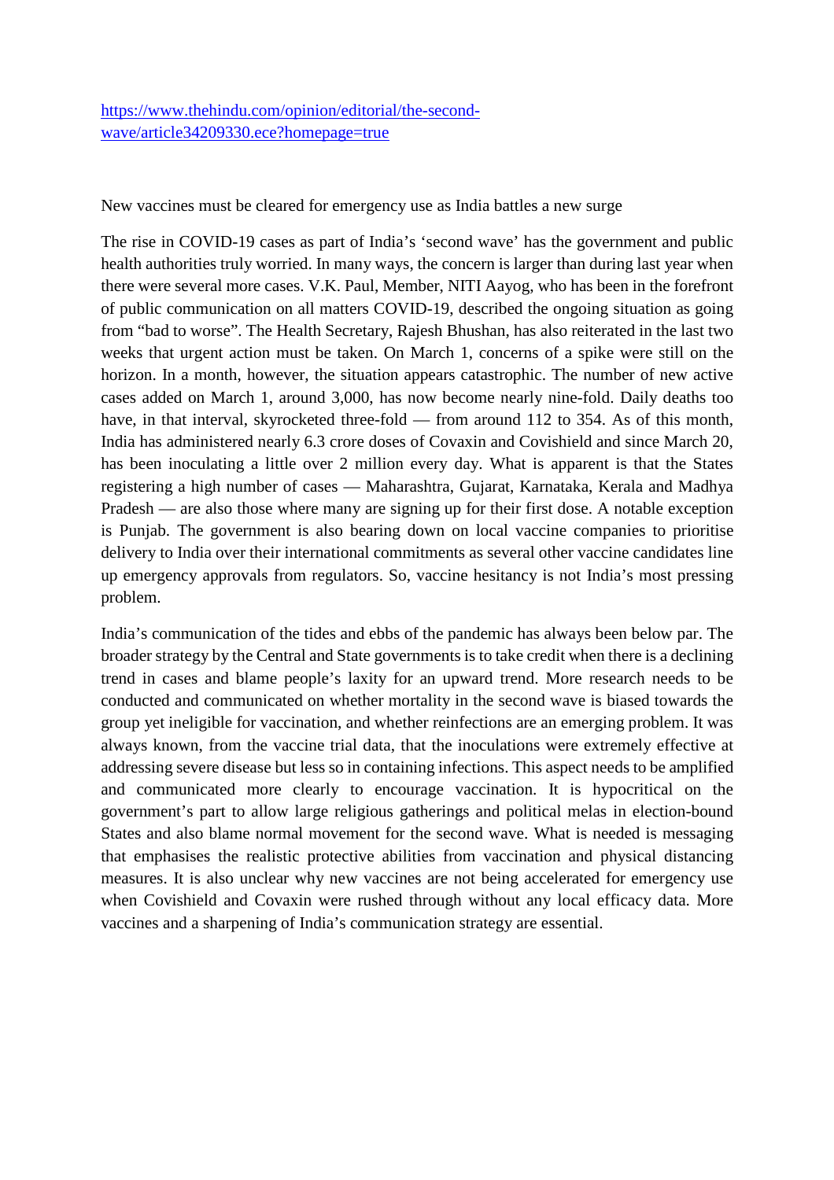https://www.thehindu.com/opinion/editorial/the-second-wave/article34209330.ece?homepage=true

New vaccines must be cleared for emergency use as India battles a new surge

The rise in COVID-19 cases as part of India's 'second wave' has the government and public health authorities truly worried. In many ways, the concern is larger than during last year when there were several more cases. V.K. Paul, Member, NITI Aayog, who has been in the forefront of public communication on all matters COVID-19, described the ongoing situation as going from "bad to worse". The Health Secretary, Rajesh Bhushan, has also reiterated in the last two weeks that urgent action must be taken. On March 1, concerns of a spike were still on the horizon. In a month, however, the situation appears catastrophic. The number of new active cases added on March 1, around 3,000, has now become nearly nine-fold. Daily deaths too have, in that interval, skyrocketed three-fold — from around 112 to 354. As of this month, India has administered nearly 6.3 crore doses of Covaxin and Covishield and since March 20, has been inoculating a little over 2 million every day. What is apparent is that the States registering a high number of cases — Maharashtra, Gujarat, Karnataka, Kerala and Madhya Pradesh — are also those where many are signing up for their first dose. A notable exception is Punjab. The government is also bearing down on local vaccine companies to prioritise delivery to India over their international commitments as several other vaccine candidates line up emergency approvals from regulators. So, vaccine hesitancy is not India's most pressing problem.

India's communication of the tides and ebbs of the pandemic has always been below par. The broader strategy by the Central and State governments is to take credit when there is a declining trend in cases and blame people's laxity for an upward trend. More research needs to be conducted and communicated on whether mortality in the second wave is biased towards the group yet ineligible for vaccination, and whether reinfections are an emerging problem. It was always known, from the vaccine trial data, that the inoculations were extremely effective at addressing severe disease but less so in containing infections. This aspect needs to be amplified and communicated more clearly to encourage vaccination. It is hypocritical on the government's part to allow large religious gatherings and political melas in election-bound States and also blame normal movement for the second wave. What is needed is messaging that emphasises the realistic protective abilities from vaccination and physical distancing measures. It is also unclear why new vaccines are not being accelerated for emergency use when Covishield and Covaxin were rushed through without any local efficacy data. More vaccines and a sharpening of India's communication strategy are essential.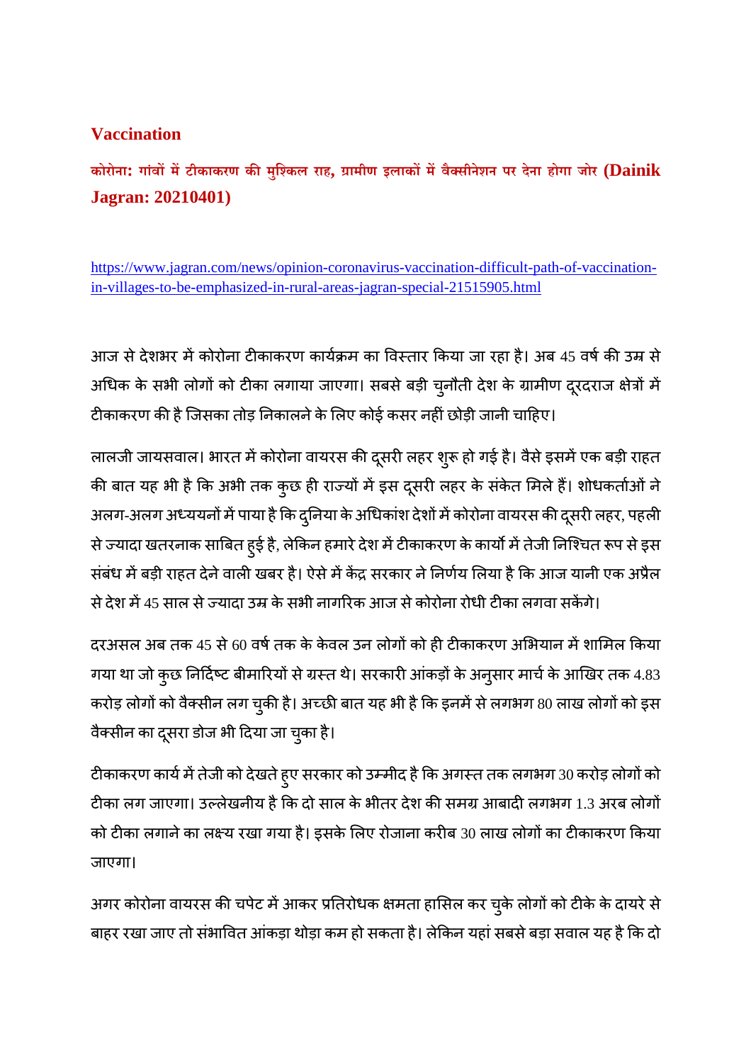## Vaccination

### कोरोना: गांवों में टीकाकरण की मुश्किल राह, ग्रामीण इलाकों में वैक्सीनेशन पर देना होगा जोर (Dainik Jagran: 20210401)

https://www.jagran.com/news/opinion-coronavirus-vaccination-difficult-path-of-vaccination-in-villages-to-be-emphasized-in-rural-areas-jagran-special-21515905.html

आज से देशभर में कोरोना टीकाकरण कार्यक्रम का विस्तार किया जा रहा है। अब 45 वर्ष की उम्र से अधिक के सभी लोगों को टीका लगाया जाएगा। सबसे बड़ी चुनौती देश के ग्रामीण दूरदराज क्षेत्रों में टीकाकरण की है जिसका तोड़ निकालने के लिए कोई कसर नहीं छोड़ी जानी चाहिए।

लालजी जायसवाल। भारत में कोरोना वायरस की दूसरी लहर शुरू हो गई है। वैसे इसमें एक बड़ी राहत की बात यह भी है कि अभी तक कुछ ही राज्यों में इस दूसरी लहर के संकेत मिले हैं। शोधकर्ताओं ने अलग-अलग अध्ययनों में पाया है कि दुनिया के अधिकांश देशों में कोरोना वायरस की दूसरी लहर, पहली से ज्यादा खतरनाक साबित हुई है, लेकिन हमारे देश में टीकाकरण के कार्यो में तेजी निश्चित रूप से इस संबंध में बड़ी राहत देने वाली खबर है। ऐसे में केंद्र सरकार ने निर्णय लिया है कि आज यानी एक अप्रैल से देश में 45 साल से ज्यादा उम्र के सभी नागरिक आज से कोरोना रोधी टीका लगवा सकेंगे।

दरअसल अब तक 45 से 60 वर्ष तक के केवल उन लोगों को ही टीकाकरण अभियान में शामिल किया गया था जो कुछ निर्दिष्ट बीमारियों से ग्रस्त थे। सरकारी आंकड़ों के अनुसार मार्च के आखिर तक 4.83 करोड़ लोगों को वैक्सीन लग चुकी है। अच्छी बात यह भी है कि इनमें से लगभग 80 लाख लोगों को इस वैक्सीन का दूसरा डोज भी दिया जा चुका है।

टीकाकरण कार्य में तेजी को देखते हुए सरकार को उम्मीद है कि अगस्त तक लगभग 30 करोड़ लोगों को टीका लग जाएगा। उल्लेखनीय है कि दो साल के भीतर देश की समग्र आबादी लगभग 1.3 अरब लोगों को टीका लगाने का लक्ष्य रखा गया है। इसके लिए रोजाना करीब 30 लाख लोगों का टीकाकरण किया जाएगा।

अगर कोरोना वायरस की चपेट में आकर प्रतिरोधक क्षमता हासिल कर चुके लोगों को टीके के दायरे से बाहर रखा जाए तो संभावित आंकड़ा थोड़ा कम हो सकता है। लेकिन यहां सबसे बड़ा सवाल यह है कि दो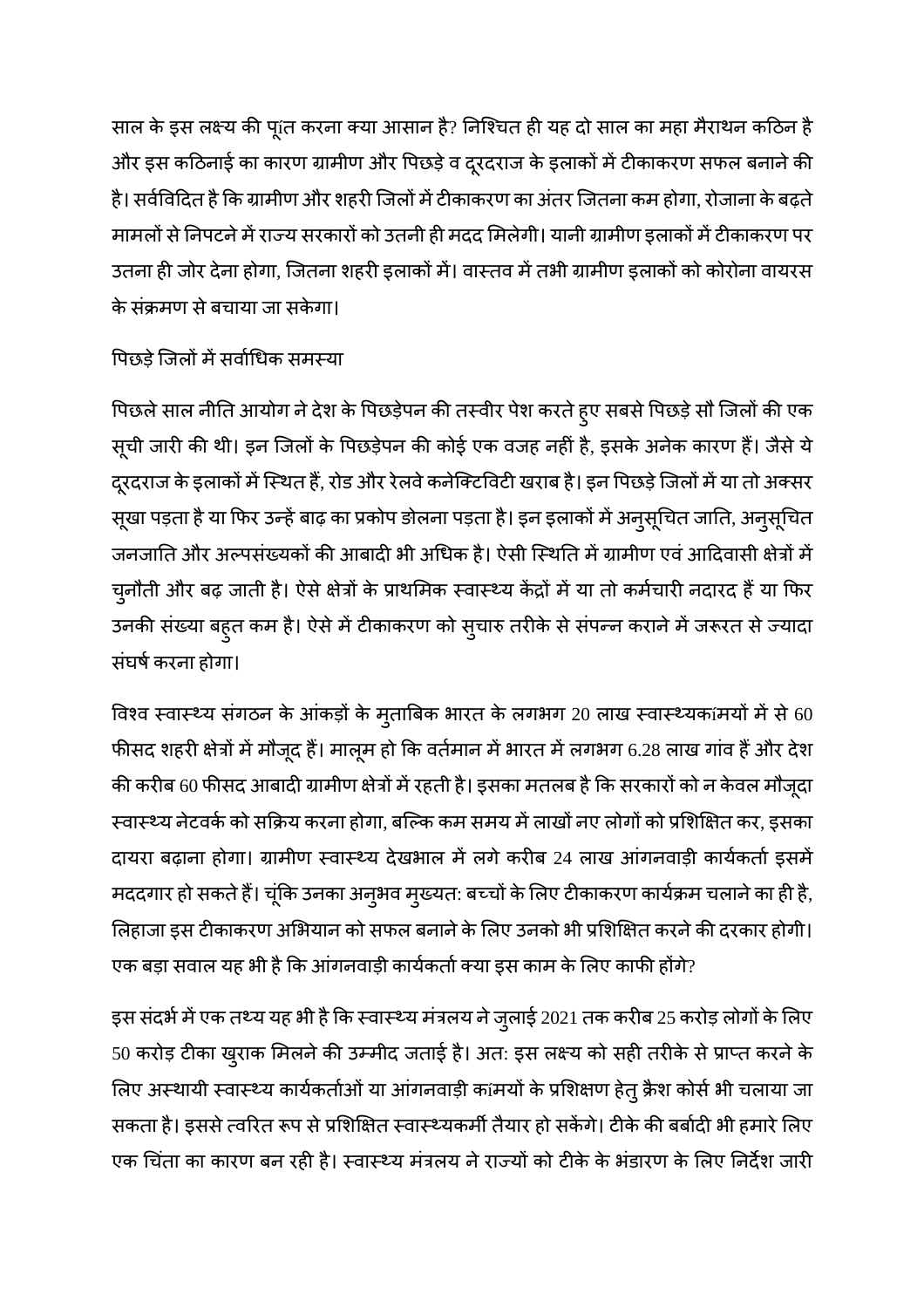साल के इस लक्ष्य की पूंत करना क्या आसान है? निश्चित ही यह दो साल का महा मैराथन कठिन है और इस कठिनाई का कारण ग्रामीण और पिछड़े व दूरदराज के इलाकों में टीकाकरण सफल बनाने की है। सर्वविदित है कि ग्रामीण और शहरी जिलों में टीकाकरण का अंतर जितना कम होगा, रोजाना के बढ़ते मामलों से निपटने में राज्य सरकारों को उतनी ही मदद मिलेगी। यानी ग्रामीण इलाकों में टीकाकरण पर उतना ही जोर देना होगा, जितना शहरी इलाकों में। वास्तव में तभी ग्रामीण इलाकों को कोरोना वायरस के संक्रमण से बचाया जा सकेगा।

पिछड़े जिलों में सर्वाधिक समस्या

पिछले साल नीति आयोग ने देश के पिछड़ेपन की तस्वीर पेश करते हुए सबसे पिछड़े सौ जिलों की एक सूची जारी की थी। इन जिलों के पिछड़ेपन की कोई एक वजह नहीं है, इसके अनेक कारण हैं। जैसे ये दूरदराज के इलाकों में स्थित हैं, रोड और रेलवे कनेक्टिविटी खराब है। इन पिछड़े जिलों में या तो अक्सर सूखा पड़ता है या फिर उन्हें बाढ़ का प्रकोप झेलना पड़ता है। इन इलाकों में अनुसूचित जाति, अनुसूचित जनजाति और अल्पसंख्यकों की आबादी भी अधिक है। ऐसी स्थिति में ग्रामीण एवं आदिवासी क्षेत्रों में चुनौती और बढ़ जाती है। ऐसे क्षेत्रों के प्राथमिक स्वास्थ्य केंद्रों में या तो कर्मचारी नदारद हैं या फिर उनकी संख्या बहुत कम है। ऐसे में टीकाकरण को सुचारु तरीके से संपन्न कराने में जरूरत से ज्यादा संघर्ष करना होगा।

विश्व स्वास्थ्य संगठन के आंकड़ों के मुताबिक भारत के लगभग 20 लाख स्वास्थ्यकांमयों में से 60 फीसद शहरी क्षेत्रों में मौजूद हैं। मालूम हो कि वर्तमान में भारत में लगभग 6.28 लाख गांव हैं और देश की करीब 60 फीसद आबादी ग्रामीण क्षेत्रों में रहती है। इसका मतलब है कि सरकारों को न केवल मौजूदा स्वास्थ्य नेटवर्क को सक्रिय करना होगा, बल्कि कम समय में लाखों नए लोगों को प्रशिक्षित कर, इसका दायरा बढ़ाना होगा। ग्रामीण स्वास्थ्य देखभाल में लगे करीब 24 लाख आंगनवाड़ी कार्यकर्ता इसमें मददगार हो सकते हैं। चूंकि उनका अनुभव मुख्यत: बच्चों के लिए टीकाकरण कार्यक्रम चलाने का ही है, लिहाजा इस टीकाकरण अभियान को सफल बनाने के लिए उनको भी प्रशिक्षित करने की दरकार होगी। एक बड़ा सवाल यह भी है कि आंगनवाड़ी कार्यकर्ता क्या इस काम के लिए काफी होंगे?

इस संदर्भ में एक तथ्य यह भी है कि स्वास्थ्य मंत्रालय ने जुलाई 2021 तक करीब 25 करोड़ लोगों के लिए 50 करोड़ टीका खुराक मिलने की उम्मीद जताई है। अत: इस लक्ष्य को सही तरीके से प्राप्त करने के लिए अस्थायी स्वास्थ्य कार्यकर्ताओं या आंगनवाड़ी कांमयों के प्रशिक्षण हेतु क्रैश कोर्स भी चलाया जा सकता है। इससे त्वरित रूप से प्रशिक्षित स्वास्थ्यकर्मी तैयार हो सकेंगे। टीके की बर्बादी भी हमारे लिए एक चिंता का कारण बन रही है। स्वास्थ्य मंत्रालय ने राज्यों को टीके के भंडारण के लिए निर्देश जारी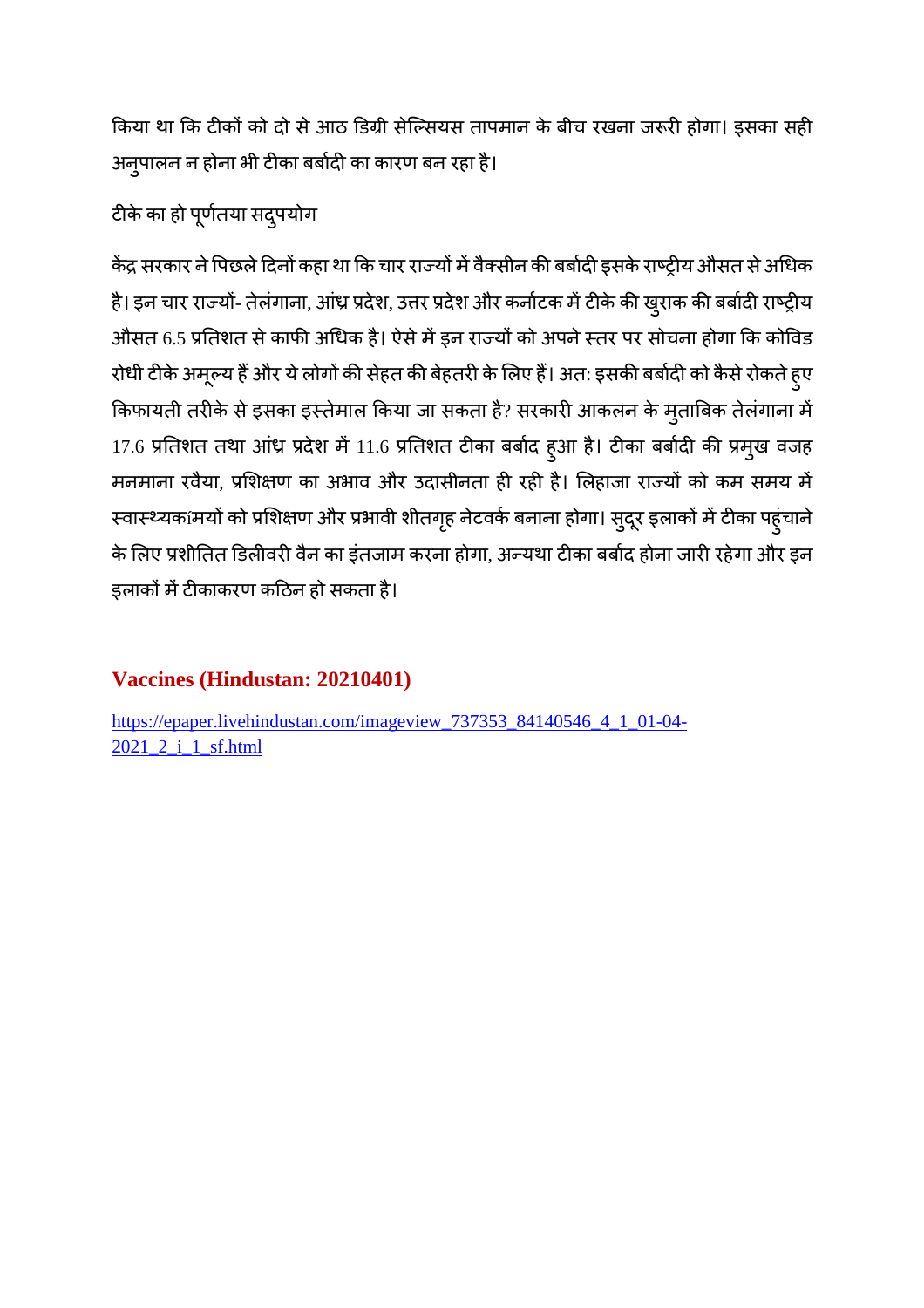किया था कि टीकों को दो से आठ डिग्री सेल्सियस तापमान के बीच रखना जरूरी होगा। इसका सही अनुपालन न होना भी टीका बर्बादी का कारण बन रहा है।

टीके का हो पूर्णतया सदुपयोग

केंद्र सरकार ने पिछले दिनों कहा था कि चार राज्यों में वैक्सीन की बर्बादी इसके राष्ट्रीय औसत से अधिक है। इन चार राज्यों- तेलंगाना, आंध्र प्रदेश, उत्तर प्रदेश और कर्नाटक में टीके की खुराक की बर्बादी राष्ट्रीय औसत 6.5 प्रतिशत से काफी अधिक है। ऐसे में इन राज्यों को अपने स्तर पर सोचना होगा कि कोविड रोधी टीके अमूल्य हैं और ये लोगों की सेहत की बेहतरी के लिए हैं। अत: इसकी बर्बादी को कैसे रोकते हुए किफायती तरीके से इसका इस्तेमाल किया जा सकता है? सरकारी आकलन के मुताबिक तेलंगाना में 17.6 प्रतिशत तथा आंध्र प्रदेश में 11.6 प्रतिशत टीका बर्बाद हुआ है। टीका बर्बादी की प्रमुख वजह मनमाना रवैया, प्रशिक्षण का अभाव और उदासीनता ही रही है। लिहाजा राज्यों को कम समय में स्वास्थ्यकर्मियों को प्रशिक्षण और प्रभावी शीतगृह नेटवर्क बनाना होगा। सुदूर इलाकों में टीका पहुंचाने के लिए प्रशीतित डिलीवरी वैन का इंतजाम करना होगा, अन्यथा टीका बर्बाद होना जारी रहेगा और इन इलाकों में टीकाकरण कठिन हो सकता है।

## Vaccines (Hindustan: 20210401)

https://epaper.livehindustan.com/imageview_737353_84140546_4_1_01-04-2021_2_i_1_sf.html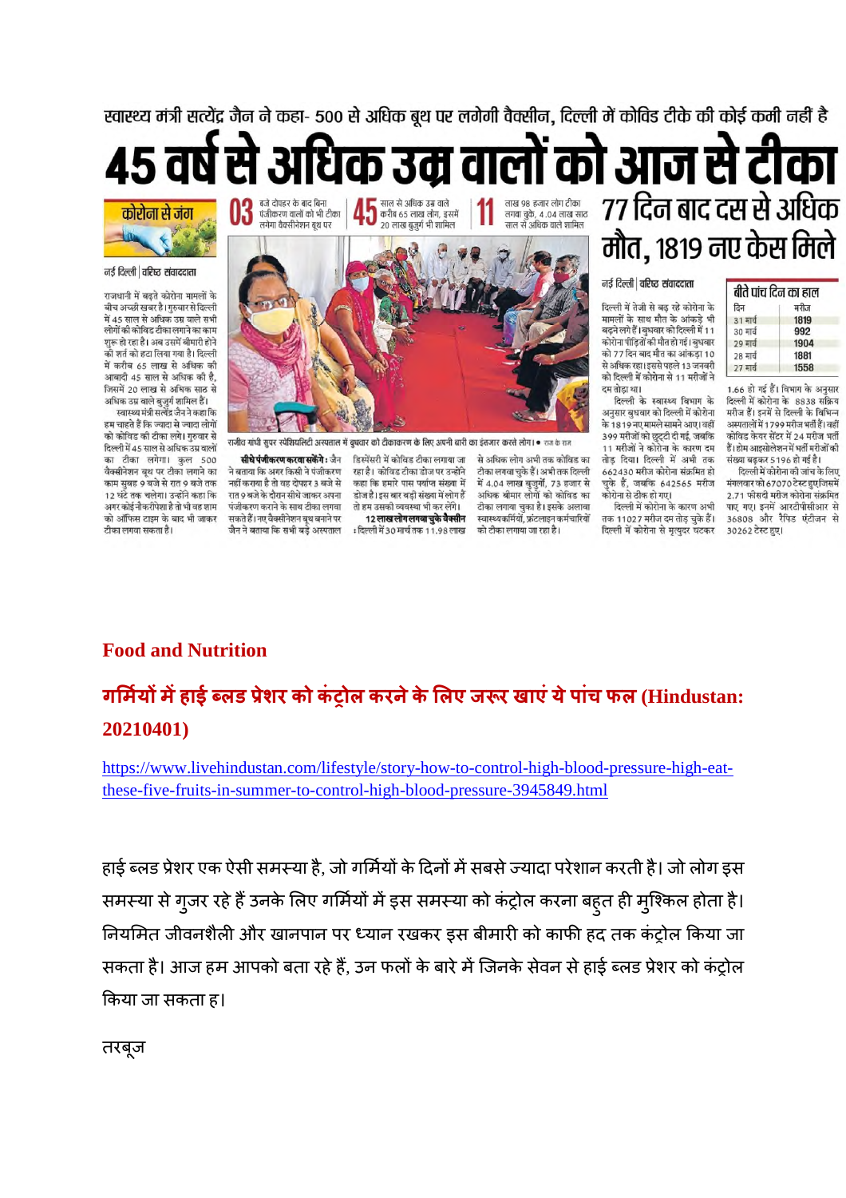स्वास्थ्य मंत्री सत्येंद्र जैन ने कहा- 500 से अधिक बूथ पर लगेगी वैक्सीन, दिल्ली में कोविड टीके की कोई कमी नहीं है

# 45 वर्ष से अधिक उम्र वालों को आज से टीका

कोरोना से जंग

**03** बजे दोपहर के बाद बिना पंजीकरण वालों को भी टीका लगेगा वैक्सीनेशन बूथ पर

**45** साल से अधिक उम्र वाले करीब 65 लाख लोग, इसमें 20 लाख बुजुर्ग भी शामिल

**11** लाख 98 हजार लोग टीका लगवा चुके, 4.04 लाख साठ साल से अधिक वाले शामिल

नई दिल्ली | वरिष्ठ संवाददाता

राजधानी में बढ़ते कोरोना मामलों के बीच अच्छी खबर है। गुरुवार से दिल्ली में 45 साल से अधिक उम्र वाले सभी लोगों को कोविड टीका लगाने का काम शुरू हो रहा है। अब उसमें बीमारी होने की शर्त को हटा लिया गया है। दिल्ली में करीब 65 लाख से अधिक की आबादी 45 साल से अधिक की है, जिसमें 20 लाख से अधिक साठ से अधिक उम्र वाले बुजुर्ग शामिल हैं।

स्वास्थ्य मंत्री सत्येंद्र जैन ने कहा कि हम चाहते हैं कि ज्यादा से ज्यादा लोगों को कोविड का टीका लगे। गुरुवार से दिल्ली में 45 साल से अधिक उम्र वालों का टीका लगेगा। कुल 500 वैक्सीनेशन बूथ पर टीका लगाने का काम सुबह 9 बजे से रात 9 बजे तक 12 घंटे तक चलेगा। उन्होंने कहा कि अगर कोई नौकरीपेशा है तो भी वह शाम को ऑफिस टाइम के बाद भी जाकर टीका लगवा सकता है।

राजीव गांधी सुपर स्पेशियलिटी अस्पताल में बुधवार को टीकाकरण के लिए अपनी बारी का इंतजार करते लोग। • राज के राज

**सीधे पंजीकरण करवा सकेंगे :** जैन ने बताया कि अगर किसी ने पंजीकरण नहीं कराया है तो वह दोपहर 3 बजे से रात 9 बजे के दौरान सीधे जाकर अपना पंजीकरण कराने के साथ टीका लगवा सकते हैं। नए वैक्सीनेशन बूथ बनाने पर जैन ने बताया कि सभी बड़े अस्पताल डिस्पेंसरी में कोविड टीका लगवा जा रहा है। कोविड टीका डोज पर उन्होंने कहा कि हमारे पास पर्याप्त संख्या में डोज है। इस बार बड़ी संख्या में लोग हैं तो हम उसकी व्यवस्था भी कर लेंगे।

**12 लाख लोग लगवा चुके वैक्सीन :** दिल्ली में 30 मार्च तक 11.98 लाख से अधिक लोग अभी तक कोविड का टीका लगवा चुके हैं। अभी तक दिल्ली में 4.04 लाख बुजुर्गों, 73 हजार से अधिक बीमार लोगों को कोविड का टीका लगाया जा चुका है। इसके अलावा स्वास्थ्यकर्मियों, फ्रंटलाइन कर्मचारियों को टीका लगाया जा रहा है।

## 77 दिन बाद दस से अधिक मौत, 1819 नए केस मिले

नई दिल्ली | वरिष्ठ संवाददाता

दिल्ली में तेजी से बढ़ रहे कोरोना के मामलों के साथ मौत के आंकड़े भी बढ़ने लगे हैं। बुधवार को दिल्ली में 11 कोरोना पीड़ितों की मौत हो गई। बुधवार को 77 दिन बाद मौत का आंकड़ा 10 से अधिक रहा। इससे पहले 13 जनवरी को दिल्ली में कोरोना से 11 मरीजों ने दम तोड़ा था।

दिल्ली के स्वास्थ्य विभाग के अनुसार बुधवार को दिल्ली में कोरोना के 1819 नए मामले सामने आए। वहीं 399 मरीजों को छुट्टी दी गई, जबकि 11 मरीजों ने कोरोना के कारण दम तोड़ दिया। दिल्ली में अभी तक 662430 मरीज कोरोना संक्रमित हो चुके हैं, जबकि 642565 मरीज कोरोना से ठीक हो गए।

दिल्ली में कोरोना के कारण अभी तक 11027 मरीज दम तोड़ चुके हैं। दिल्ली में कोरोना से मृत्युदर घटकर 1.66 हो गई हैं। विभाग के अनुसार दिल्ली में कोरोना के 8838 सक्रिय मरीज हैं। इनमें से दिल्ली के विभिन्न अस्पतालों में 1799 मरीज भर्ती हैं। वहीं कोविड केयर सेंटर में 24 मरीज भर्ती हैं। होम आइसोलेशन में भर्ती मरीजों की संख्या बढ़कर 5196 हो गई है।

दिल्ली में कोरोना की जांच के लिए मंगलवार को 67070 टेस्ट हुए जिसमें 2.71 फीसदी मरीज कोरोना संक्रमित पाए गए। इनमें आरटीपीसीआर से 36808 और रैपिड एंटीजन से 30262 टेस्ट हुए।

**बीते पांच दिन का हाल**

| दिन | मरीज |
|---|---|
| 31 मार्च | 1819 |
| 30 मार्च | 992 |
| 29 मार्च | 1904 |
| 28 मार्च | 1881 |
| 27 मार्च | 1558 |

## Food and Nutrition

### गर्मियों में हाई ब्लड प्रेशर को कंट्रोल करने के लिए जरूर खाएं ये पांच फल (Hindustan: 20210401)

https://www.livehindustan.com/lifestyle/story-how-to-control-high-blood-pressure-high-eat-these-five-fruits-in-summer-to-control-high-blood-pressure-3945849.html

हाई ब्लड प्रेशर एक ऐसी समस्या है, जो गर्मियों के दिनों में सबसे ज्यादा परेशान करती है। जो लोग इस समस्या से गुजर रहे हैं उनके लिए गर्मियों में इस समस्या को कंट्रोल करना बहुत ही मुश्किल होता है। नियमित जीवनशैली और खानपान पर ध्यान रखकर इस बीमारी को काफी हद तक कंट्रोल किया जा सकता है। आज हम आपको बता रहे हैं, उन फलों के बारे में जिनके सेवन से हाई ब्लड प्रेशर को कंट्रोल किया जा सकता ह।

तरबूज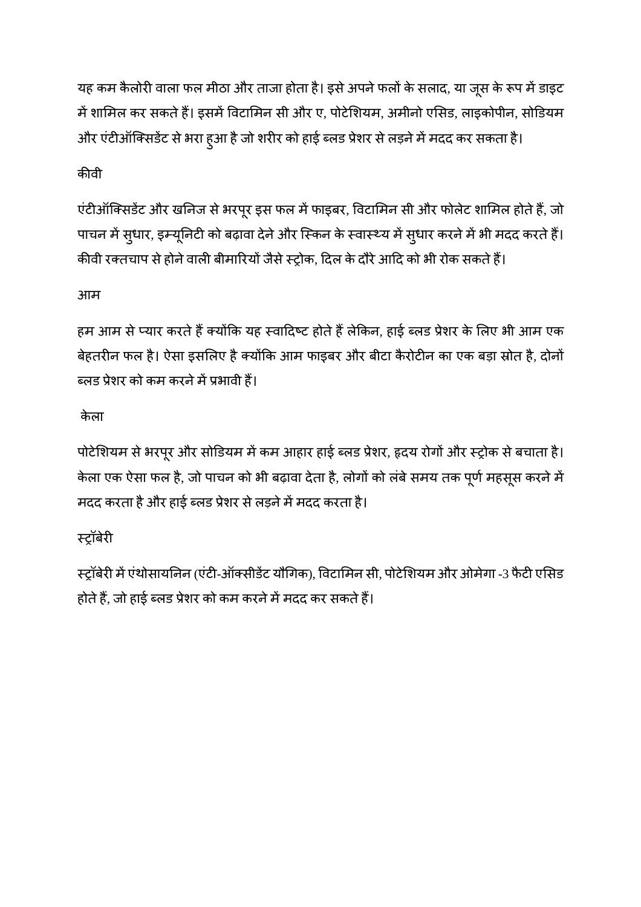यह कम कैलोरी वाला फल मीठा और ताजा होता है। इसे अपने फलों के सलाद, या जूस के रूप में डाइट में शामिल कर सकते हैं। इसमें विटामिन सी और ए, पोटेशियम, अमीनो एसिड, लाइकोपीन, सोडियम और एंटीऑक्सिडेंट से भरा हुआ है जो शरीर को हाई ब्लड प्रेशर से लड़ने में मदद कर सकता है।

### कीवी

एंटीऑक्सिडेंट और खनिज से भरपूर इस फल में फाइबर, विटामिन सी और फोलेट शामिल होते हैं, जो पाचन में सुधार, इम्यूनिटी को बढ़ावा देने और स्किन के स्वास्थ्य में सुधार करने में भी मदद करते हैं। कीवी रक्तचाप से होने वाली बीमारियों जैसे स्ट्रोक, दिल के दौरे आदि को भी रोक सकते हैं।

### आम

हम आम से प्यार करते हैं क्योंकि यह स्वादिष्ट होते हैं लेकिन, हाई ब्लड प्रेशर के लिए भी आम एक बेहतरीन फल है। ऐसा इसलिए है क्योंकि आम फाइबर और बीटा कैरोटीन का एक बड़ा स्रोत है, दोनों ब्लड प्रेशर को कम करने में प्रभावी हैं।

### केला

पोटेशियम से भरपूर और सोडियम में कम आहार हाई ब्लड प्रेशर, हृदय रोगों और स्ट्रोक से बचाता है। केला एक ऐसा फल है, जो पाचन को भी बढ़ावा देता है, लोगों को लंबे समय तक पूर्ण महसूस करने में मदद करता है और हाई ब्लड प्रेशर से लड़ने में मदद करता है।

### स्ट्रॉबेरी

स्ट्रॉबेरी में एंथोसायनिन (एंटी-ऑक्सीडेंट यौगिक), विटामिन सी, पोटेशियम और ओमेगा -3 फैटी एसिड होते हैं, जो हाई ब्लड प्रेशर को कम करने में मदद कर सकते हैं।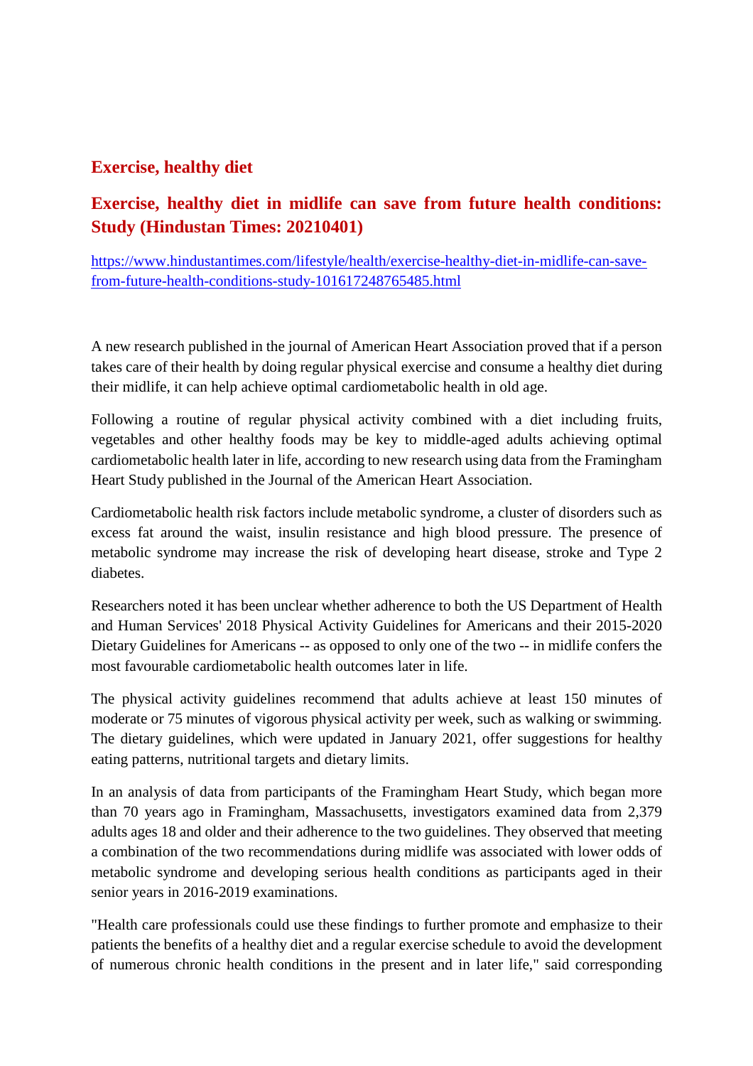## Exercise, healthy diet

## Exercise, healthy diet in midlife can save from future health conditions: Study (Hindustan Times: 20210401)

https://www.hindustantimes.com/lifestyle/health/exercise-healthy-diet-in-midlife-can-save-from-future-health-conditions-study-101617248765485.html

A new research published in the journal of American Heart Association proved that if a person takes care of their health by doing regular physical exercise and consume a healthy diet during their midlife, it can help achieve optimal cardiometabolic health in old age.

Following a routine of regular physical activity combined with a diet including fruits, vegetables and other healthy foods may be key to middle-aged adults achieving optimal cardiometabolic health later in life, according to new research using data from the Framingham Heart Study published in the Journal of the American Heart Association.

Cardiometabolic health risk factors include metabolic syndrome, a cluster of disorders such as excess fat around the waist, insulin resistance and high blood pressure. The presence of metabolic syndrome may increase the risk of developing heart disease, stroke and Type 2 diabetes.

Researchers noted it has been unclear whether adherence to both the US Department of Health and Human Services' 2018 Physical Activity Guidelines for Americans and their 2015-2020 Dietary Guidelines for Americans -- as opposed to only one of the two -- in midlife confers the most favourable cardiometabolic health outcomes later in life.

The physical activity guidelines recommend that adults achieve at least 150 minutes of moderate or 75 minutes of vigorous physical activity per week, such as walking or swimming. The dietary guidelines, which were updated in January 2021, offer suggestions for healthy eating patterns, nutritional targets and dietary limits.

In an analysis of data from participants of the Framingham Heart Study, which began more than 70 years ago in Framingham, Massachusetts, investigators examined data from 2,379 adults ages 18 and older and their adherence to the two guidelines. They observed that meeting a combination of the two recommendations during midlife was associated with lower odds of metabolic syndrome and developing serious health conditions as participants aged in their senior years in 2016-2019 examinations.

"Health care professionals could use these findings to further promote and emphasize to their patients the benefits of a healthy diet and a regular exercise schedule to avoid the development of numerous chronic health conditions in the present and in later life," said corresponding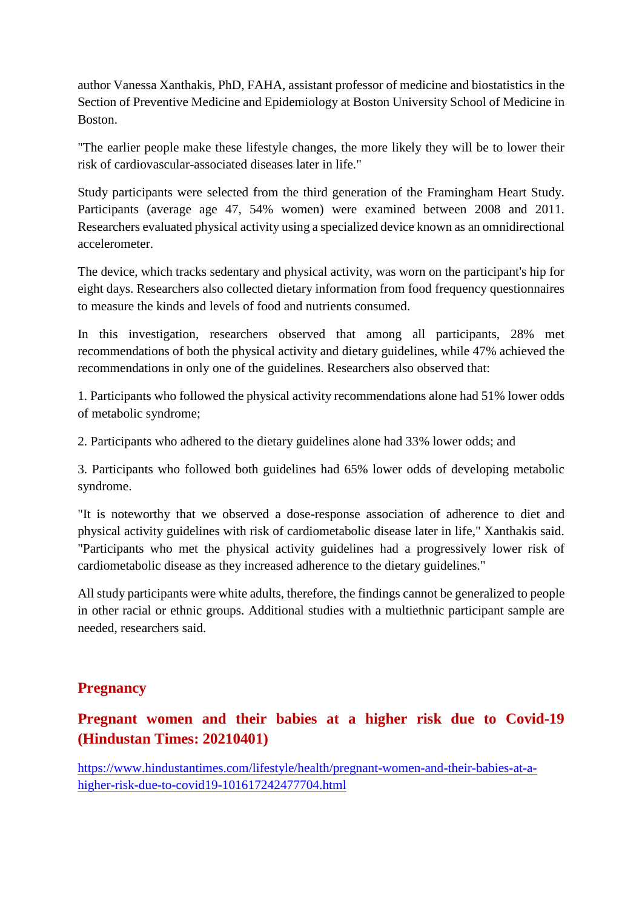author Vanessa Xanthakis, PhD, FAHA, assistant professor of medicine and biostatistics in the Section of Preventive Medicine and Epidemiology at Boston University School of Medicine in Boston.

"The earlier people make these lifestyle changes, the more likely they will be to lower their risk of cardiovascular-associated diseases later in life."

Study participants were selected from the third generation of the Framingham Heart Study. Participants (average age 47, 54% women) were examined between 2008 and 2011. Researchers evaluated physical activity using a specialized device known as an omnidirectional accelerometer.

The device, which tracks sedentary and physical activity, was worn on the participant's hip for eight days. Researchers also collected dietary information from food frequency questionnaires to measure the kinds and levels of food and nutrients consumed.

In this investigation, researchers observed that among all participants, 28% met recommendations of both the physical activity and dietary guidelines, while 47% achieved the recommendations in only one of the guidelines. Researchers also observed that:

1. Participants who followed the physical activity recommendations alone had 51% lower odds of metabolic syndrome;

2. Participants who adhered to the dietary guidelines alone had 33% lower odds; and

3. Participants who followed both guidelines had 65% lower odds of developing metabolic syndrome.

"It is noteworthy that we observed a dose-response association of adherence to diet and physical activity guidelines with risk of cardiometabolic disease later in life," Xanthakis said. "Participants who met the physical activity guidelines had a progressively lower risk of cardiometabolic disease as they increased adherence to the dietary guidelines."

All study participants were white adults, therefore, the findings cannot be generalized to people in other racial or ethnic groups. Additional studies with a multiethnic participant sample are needed, researchers said.

## Pregnancy

### Pregnant women and their babies at a higher risk due to Covid-19 (Hindustan Times: 20210401)

https://www.hindustantimes.com/lifestyle/health/pregnant-women-and-their-babies-at-a-higher-risk-due-to-covid19-101617242477704.html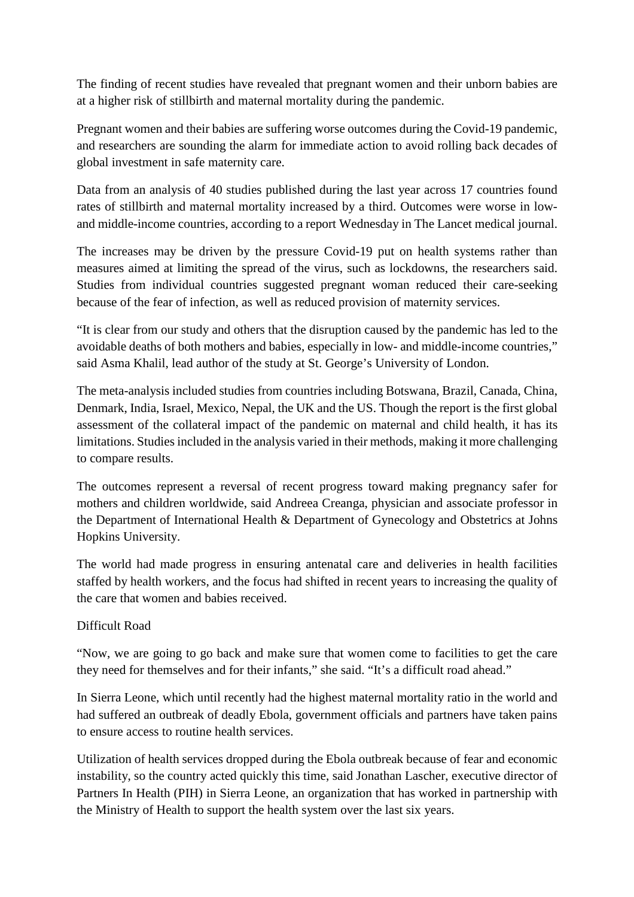The finding of recent studies have revealed that pregnant women and their unborn babies are at a higher risk of stillbirth and maternal mortality during the pandemic.

Pregnant women and their babies are suffering worse outcomes during the Covid-19 pandemic, and researchers are sounding the alarm for immediate action to avoid rolling back decades of global investment in safe maternity care.

Data from an analysis of 40 studies published during the last year across 17 countries found rates of stillbirth and maternal mortality increased by a third. Outcomes were worse in low- and middle-income countries, according to a report Wednesday in The Lancet medical journal.

The increases may be driven by the pressure Covid-19 put on health systems rather than measures aimed at limiting the spread of the virus, such as lockdowns, the researchers said. Studies from individual countries suggested pregnant woman reduced their care-seeking because of the fear of infection, as well as reduced provision of maternity services.

"It is clear from our study and others that the disruption caused by the pandemic has led to the avoidable deaths of both mothers and babies, especially in low- and middle-income countries," said Asma Khalil, lead author of the study at St. George's University of London.

The meta-analysis included studies from countries including Botswana, Brazil, Canada, China, Denmark, India, Israel, Mexico, Nepal, the UK and the US. Though the report is the first global assessment of the collateral impact of the pandemic on maternal and child health, it has its limitations. Studies included in the analysis varied in their methods, making it more challenging to compare results.

The outcomes represent a reversal of recent progress toward making pregnancy safer for mothers and children worldwide, said Andreea Creanga, physician and associate professor in the Department of International Health & Department of Gynecology and Obstetrics at Johns Hopkins University.

The world had made progress in ensuring antenatal care and deliveries in health facilities staffed by health workers, and the focus had shifted in recent years to increasing the quality of the care that women and babies received.

## Difficult Road

"Now, we are going to go back and make sure that women come to facilities to get the care they need for themselves and for their infants," she said. "It's a difficult road ahead."

In Sierra Leone, which until recently had the highest maternal mortality ratio in the world and had suffered an outbreak of deadly Ebola, government officials and partners have taken pains to ensure access to routine health services.

Utilization of health services dropped during the Ebola outbreak because of fear and economic instability, so the country acted quickly this time, said Jonathan Lascher, executive director of Partners In Health (PIH) in Sierra Leone, an organization that has worked in partnership with the Ministry of Health to support the health system over the last six years.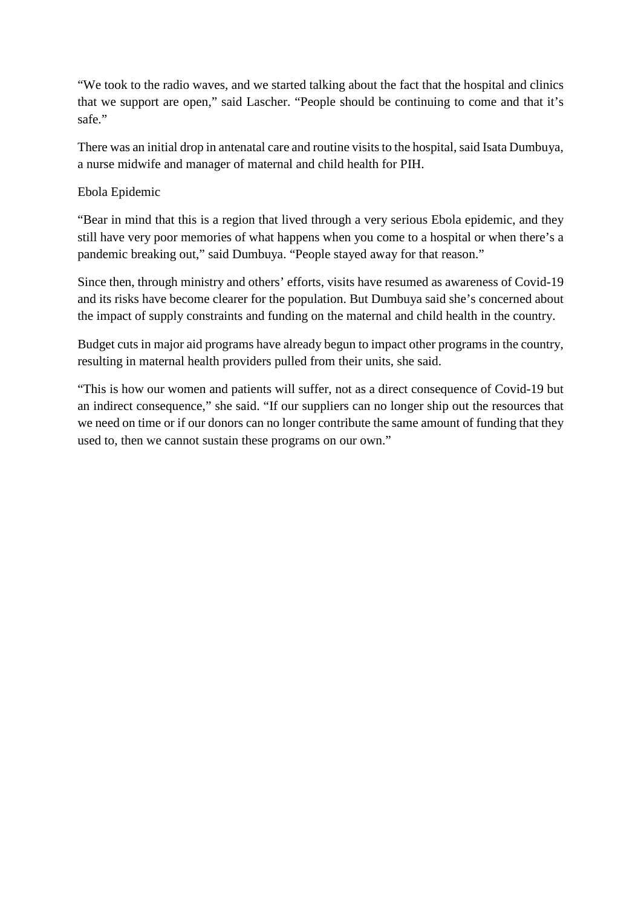"We took to the radio waves, and we started talking about the fact that the hospital and clinics that we support are open," said Lascher. "People should be continuing to come and that it's safe."

There was an initial drop in antenatal care and routine visits to the hospital, said Isata Dumbuya, a nurse midwife and manager of maternal and child health for PIH.

## Ebola Epidemic

"Bear in mind that this is a region that lived through a very serious Ebola epidemic, and they still have very poor memories of what happens when you come to a hospital or when there's a pandemic breaking out," said Dumbuya. "People stayed away for that reason."

Since then, through ministry and others' efforts, visits have resumed as awareness of Covid-19 and its risks have become clearer for the population. But Dumbuya said she's concerned about the impact of supply constraints and funding on the maternal and child health in the country.

Budget cuts in major aid programs have already begun to impact other programs in the country, resulting in maternal health providers pulled from their units, she said.

"This is how our women and patients will suffer, not as a direct consequence of Covid-19 but an indirect consequence," she said. "If our suppliers can no longer ship out the resources that we need on time or if our donors can no longer contribute the same amount of funding that they used to, then we cannot sustain these programs on our own."